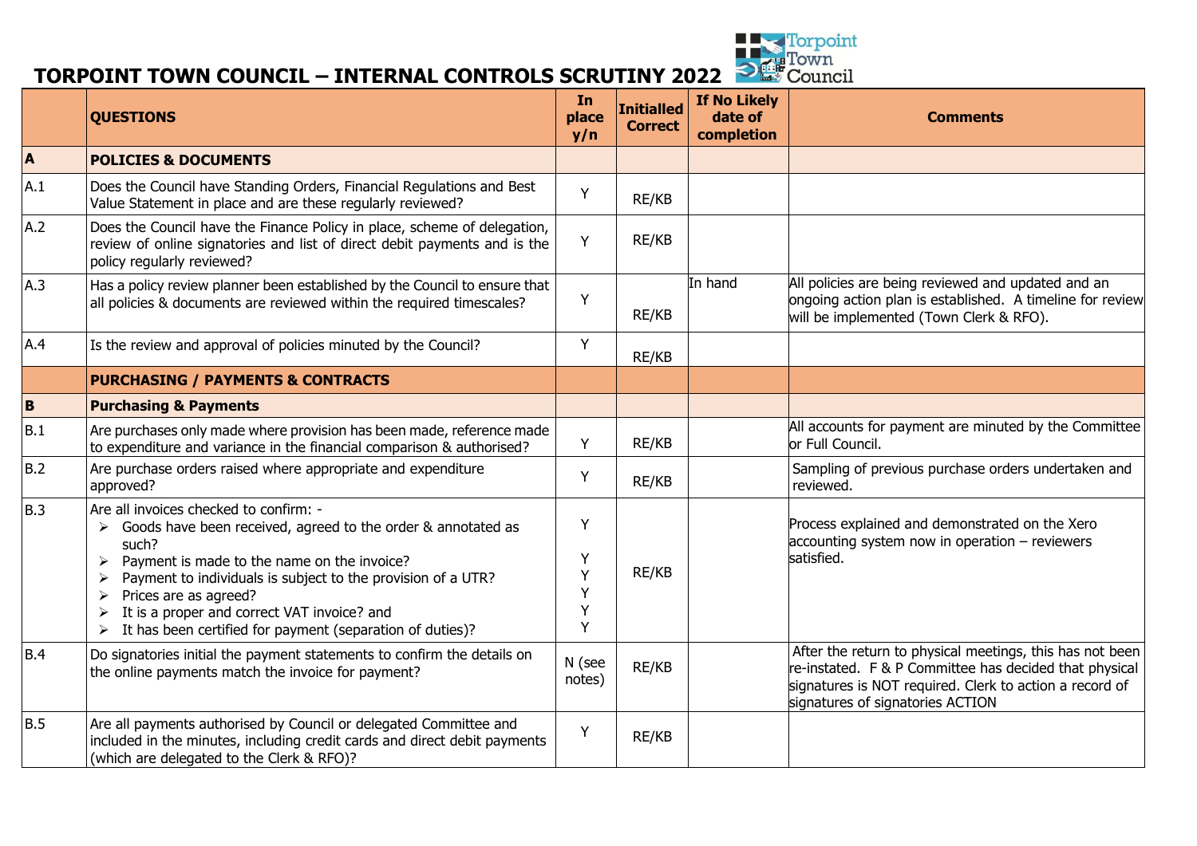# TORPOINT TOWN COUNCIL – INTERNAL CONTROLS SCRUTINY 2022

| | QUESTIONS | In place y/n | Initialled Correct | If No Likely date of completion | Comments |
|---|---|---|---|---|---|
| **A** | **POLICIES & DOCUMENTS** | | | | |
| A.1 | Does the Council have Standing Orders, Financial Regulations and Best Value Statement in place and are these regularly reviewed? | Y | RE/KB | | |
| A.2 | Does the Council have the Finance Policy in place, scheme of delegation, review of online signatories and list of direct debit payments and is the policy regularly reviewed? | Y | RE/KB | | |
| A.3 | Has a policy review planner been established by the Council to ensure that all policies & documents are reviewed within the required timescales? | Y | RE/KB | In hand | All policies are being reviewed and updated and an ongoing action plan is established. A timeline for review will be implemented (Town Clerk & RFO). |
| A.4 | Is the review and approval of policies minuted by the Council? | Y | RE/KB | | |
| | **PURCHASING / PAYMENTS & CONTRACTS** | | | | |
| **B** | **Purchasing & Payments** | | | | |
| B.1 | Are purchases only made where provision has been made, reference made to expenditure and variance in the financial comparison & authorised? | Y | RE/KB | | All accounts for payment are minuted by the Committee or Full Council. |
| B.2 | Are purchase orders raised where appropriate and expenditure approved? | Y | RE/KB | | Sampling of previous purchase orders undertaken and reviewed. |
| B.3 | Are all invoices checked to confirm: -<br>➢ Goods have been received, agreed to the order & annotated as such?<br>➢ Payment is made to the name on the invoice?<br>➢ Payment to individuals is subject to the provision of a UTR?<br>➢ Prices are as agreed?<br>➢ It is a proper and correct VAT invoice? and<br>➢ It has been certified for payment (separation of duties)? | Y<br>Y<br>Y<br>Y<br>Y<br>Y | RE/KB | | Process explained and demonstrated on the Xero accounting system now in operation – reviewers satisfied. |
| B.4 | Do signatories initial the payment statements to confirm the details on the online payments match the invoice for payment? | N (see notes) | RE/KB | | After the return to physical meetings, this has not been re-instated. F & P Committee has decided that physical signatures is NOT required. Clerk to action a record of signatures of signatories ACTION |
| B.5 | Are all payments authorised by Council or delegated Committee and included in the minutes, including credit cards and direct debit payments (which are delegated to the Clerk & RFO)? | Y | RE/KB | | |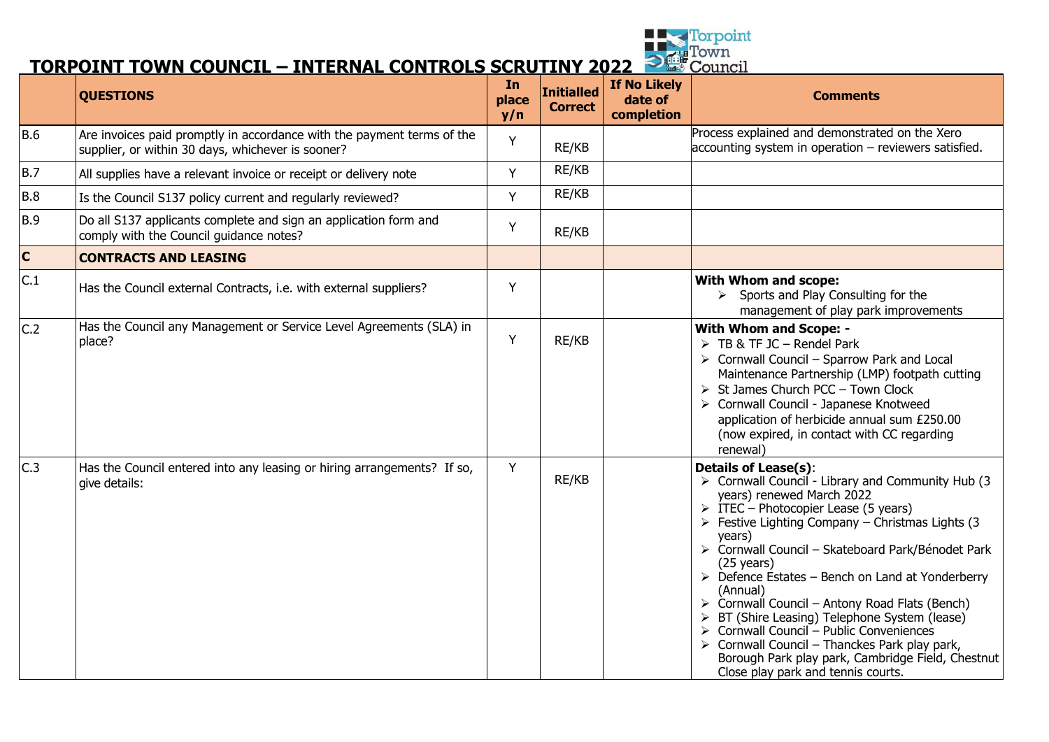# TORPOINT TOWN COUNCIL – INTERNAL CONTROLS SCRUTINY 2022

| | QUESTIONS | In place y/n | Initialled Correct | If No Likely date of completion | Comments |
|---|---|---|---|---|---|
| B.6 | Are invoices paid promptly in accordance with the payment terms of the supplier, or within 30 days, whichever is sooner? | Y | RE/KB | | Process explained and demonstrated on the Xero accounting system in operation – reviewers satisfied. |
| B.7 | All supplies have a relevant invoice or receipt or delivery note | Y | RE/KB | | |
| B.8 | Is the Council S137 policy current and regularly reviewed? | Y | RE/KB | | |
| B.9 | Do all S137 applicants complete and sign an application form and comply with the Council guidance notes? | Y | RE/KB | | |
| **C** | **CONTRACTS AND LEASING** | | | | |
| C.1 | Has the Council external Contracts, i.e. with external suppliers? | Y | | | **With Whom and scope:** <br>➢ Sports and Play Consulting for the management of play park improvements |
| C.2 | Has the Council any Management or Service Level Agreements (SLA) in place? | Y | RE/KB | | **With Whom and Scope: -** <br>➢ TB & TF JC – Rendel Park <br>➢ Cornwall Council – Sparrow Park and Local Maintenance Partnership (LMP) footpath cutting <br>➢ St James Church PCC – Town Clock <br>➢ Cornwall Council - Japanese Knotweed application of herbicide annual sum £250.00 (now expired, in contact with CC regarding renewal) |
| C.3 | Has the Council entered into any leasing or hiring arrangements? If so, give details: | Y | RE/KB | | **Details of Lease(s)**: <br>➢ Cornwall Council - Library and Community Hub (3 years) renewed March 2022 <br>➢ ITEC – Photocopier Lease (5 years) <br>➢ Festive Lighting Company – Christmas Lights (3 years) <br>➢ Cornwall Council – Skateboard Park/Bénodet Park (25 years) <br>➢ Defence Estates – Bench on Land at Yonderberry (Annual) <br>➢ Cornwall Council – Antony Road Flats (Bench) <br>➢ BT (Shire Leasing) Telephone System (lease) <br>➢ Cornwall Council – Public Conveniences <br>➢ Cornwall Council – Thanckes Park play park, Borough Park play park, Cambridge Field, Chestnut Close play park and tennis courts. |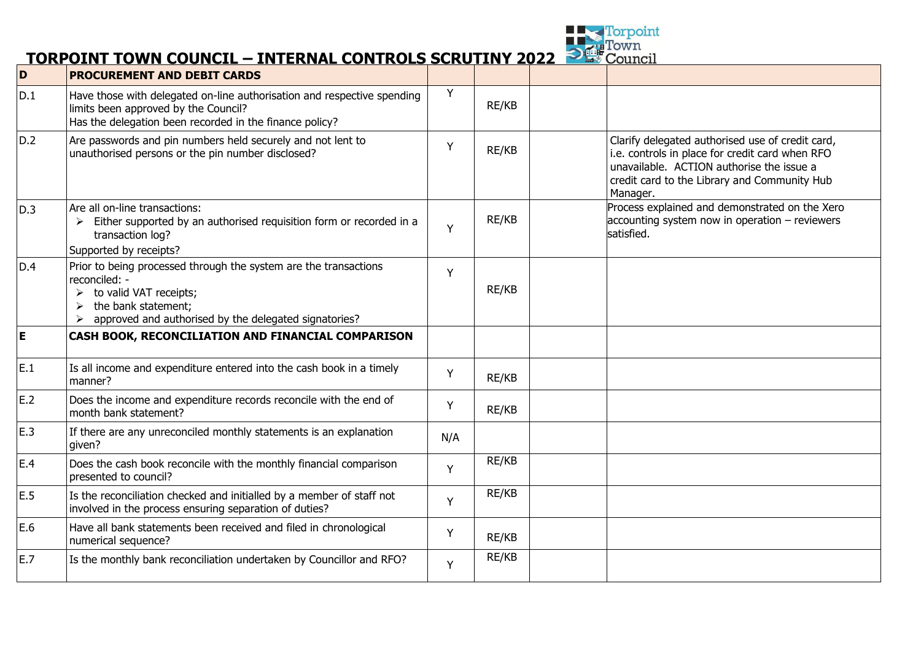# TORPOINT TOWN COUNCIL – INTERNAL CONTROLS SCRUTINY 2022

| D | PROCUREMENT AND DEBIT CARDS | | | | |
|---|---|---|---|---|---|
| D.1 | Have those with delegated on-line authorisation and respective spending limits been approved by the Council?<br>Has the delegation been recorded in the finance policy? | Y | RE/KB | | |
| D.2 | Are passwords and pin numbers held securely and not lent to unauthorised persons or the pin number disclosed? | Y | RE/KB | | Clarify delegated authorised use of credit card, i.e. controls in place for credit card when RFO unavailable. ACTION authorise the issue a credit card to the Library and Community Hub Manager. |
| D.3 | Are all on-line transactions:<br>➢ Either supported by an authorised requisition form or recorded in a transaction log?<br>Supported by receipts? | Y | RE/KB | | Process explained and demonstrated on the Xero accounting system now in operation – reviewers satisfied. |
| D.4 | Prior to being processed through the system are the transactions reconciled: -<br>➢ to valid VAT receipts;<br>➢ the bank statement;<br>➢ approved and authorised by the delegated signatories? | Y | RE/KB | | |
| **E** | **CASH BOOK, RECONCILIATION AND FINANCIAL COMPARISON** | | | | |
| E.1 | Is all income and expenditure entered into the cash book in a timely manner? | Y | RE/KB | | |
| E.2 | Does the income and expenditure records reconcile with the end of month bank statement? | Y | RE/KB | | |
| E.3 | If there are any unreconciled monthly statements is an explanation given? | N/A | | | |
| E.4 | Does the cash book reconcile with the monthly financial comparison presented to council? | Y | RE/KB | | |
| E.5 | Is the reconciliation checked and initialled by a member of staff not involved in the process ensuring separation of duties? | Y | RE/KB | | |
| E.6 | Have all bank statements been received and filed in chronological numerical sequence? | Y | RE/KB | | |
| E.7 | Is the monthly bank reconciliation undertaken by Councillor and RFO? | Y | RE/KB | | |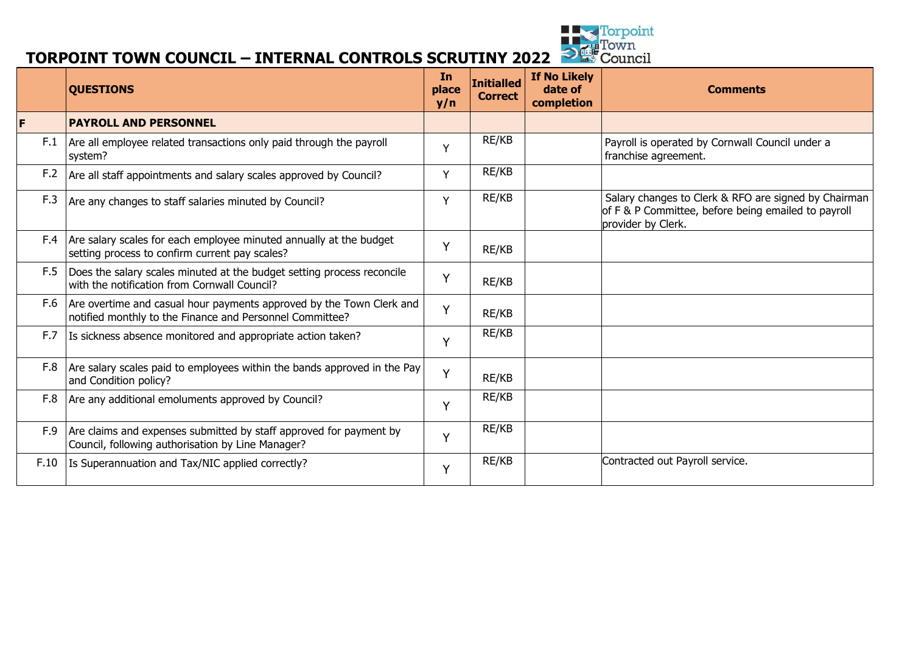# TORPOINT TOWN COUNCIL – INTERNAL CONTROLS SCRUTINY 2022

| | QUESTIONS | In place y/n | Initialled Correct | If No Likely date of completion | Comments |
|---|---|---|---|---|---|
| **F** | **PAYROLL AND PERSONNEL** | | | | |
| F.1 | Are all employee related transactions only paid through the payroll system? | Y | RE/KB | | Payroll is operated by Cornwall Council under a franchise agreement. |
| F.2 | Are all staff appointments and salary scales approved by Council? | Y | RE/KB | | |
| F.3 | Are any changes to staff salaries minuted by Council? | Y | RE/KB | | Salary changes to Clerk & RFO are signed by Chairman of F & P Committee, before being emailed to payroll provider by Clerk. |
| F.4 | Are salary scales for each employee minuted annually at the budget setting process to confirm current pay scales? | Y | RE/KB | | |
| F.5 | Does the salary scales minuted at the budget setting process reconcile with the notification from Cornwall Council? | Y | RE/KB | | |
| F.6 | Are overtime and casual hour payments approved by the Town Clerk and notified monthly to the Finance and Personnel Committee? | Y | RE/KB | | |
| F.7 | Is sickness absence monitored and appropriate action taken? | Y | RE/KB | | |
| F.8 | Are salary scales paid to employees within the bands approved in the Pay and Condition policy? | Y | RE/KB | | |
| F.8 | Are any additional emoluments approved by Council? | Y | RE/KB | | |
| F.9 | Are claims and expenses submitted by staff approved for payment by Council, following authorisation by Line Manager? | Y | RE/KB | | |
| F.10 | Is Superannuation and Tax/NIC applied correctly? | Y | RE/KB | | Contracted out Payroll service. |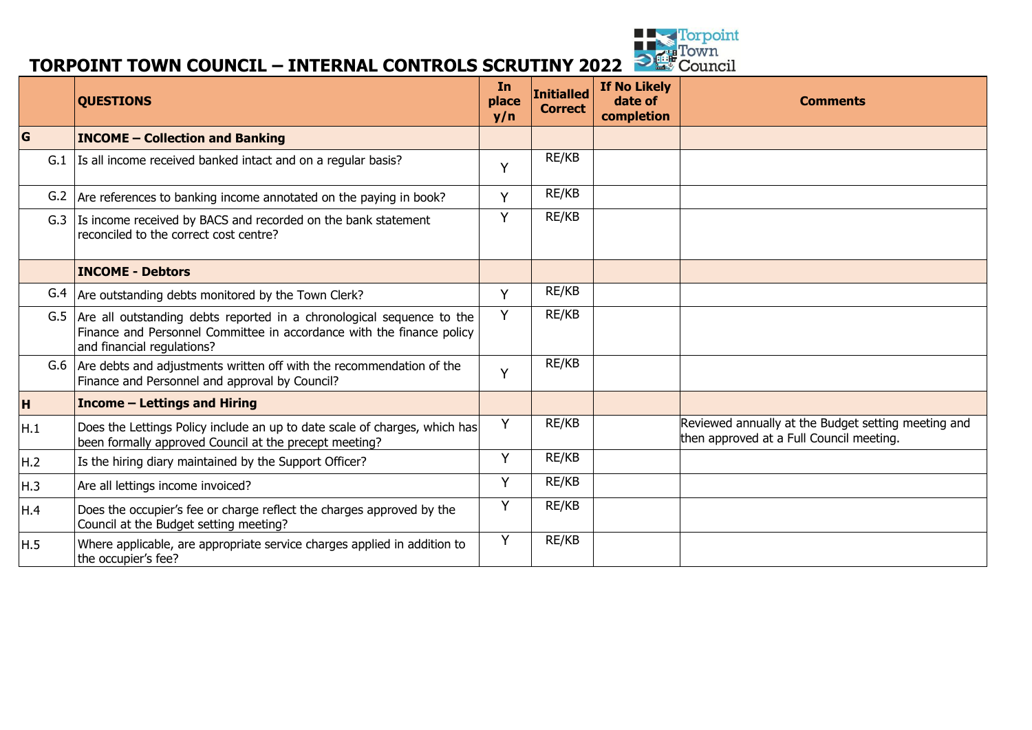# TORPOINT TOWN COUNCIL – INTERNAL CONTROLS SCRUTINY 2022

| | QUESTIONS | In place y/n | Initialled Correct | If No Likely date of completion | Comments |
|---|---|---|---|---|---|
| **G** | **INCOME – Collection and Banking** | | | | |
| G.1 | Is all income received banked intact and on a regular basis? | Y | RE/KB | | |
| G.2 | Are references to banking income annotated on the paying in book? | Y | RE/KB | | |
| G.3 | Is income received by BACS and recorded on the bank statement reconciled to the correct cost centre? | Y | RE/KB | | |
| | **INCOME - Debtors** | | | | |
| G.4 | Are outstanding debts monitored by the Town Clerk? | Y | RE/KB | | |
| G.5 | Are all outstanding debts reported in a chronological sequence to the Finance and Personnel Committee in accordance with the finance policy and financial regulations? | Y | RE/KB | | |
| G.6 | Are debts and adjustments written off with the recommendation of the Finance and Personnel and approval by Council? | Y | RE/KB | | |
| **H** | **Income – Lettings and Hiring** | | | | |
| H.1 | Does the Lettings Policy include an up to date scale of charges, which has been formally approved Council at the precept meeting? | Y | RE/KB | | Reviewed annually at the Budget setting meeting and then approved at a Full Council meeting. |
| H.2 | Is the hiring diary maintained by the Support Officer? | Y | RE/KB | | |
| H.3 | Are all lettings income invoiced? | Y | RE/KB | | |
| H.4 | Does the occupier's fee or charge reflect the charges approved by the Council at the Budget setting meeting? | Y | RE/KB | | |
| H.5 | Where applicable, are appropriate service charges applied in addition to the occupier's fee? | Y | RE/KB | | |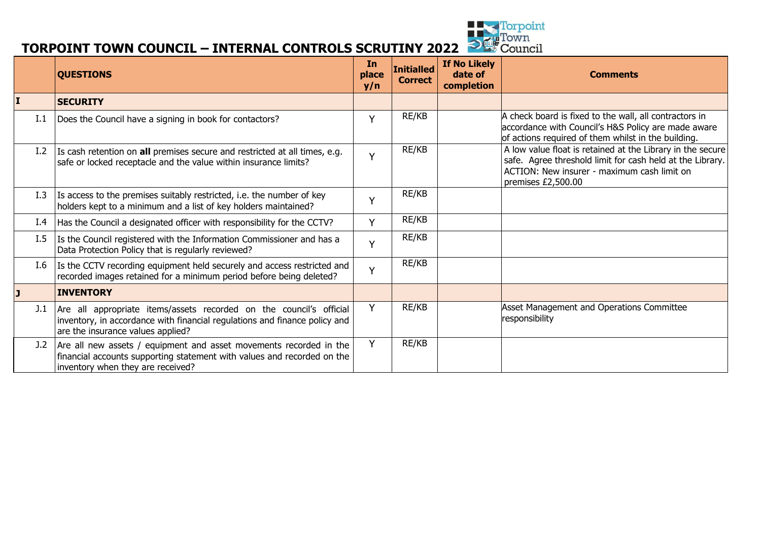# TORPOINT TOWN COUNCIL – INTERNAL CONTROLS SCRUTINY 2022

| | QUESTIONS | In place y/n | Initialled Correct | If No Likely date of completion | Comments |
|---|---|---|---|---|---|
| **I** | **SECURITY** | | | | |
| I.1 | Does the Council have a signing in book for contactors? | Y | RE/KB | | A check board is fixed to the wall, all contractors in accordance with Council's H&S Policy are made aware of actions required of them whilst in the building. |
| I.2 | Is cash retention on **all** premises secure and restricted at all times, e.g. safe or locked receptacle and the value within insurance limits? | Y | RE/KB | | A low value float is retained at the Library in the secure safe. Agree threshold limit for cash held at the Library. ACTION: New insurer - maximum cash limit on premises £2,500.00 |
| I.3 | Is access to the premises suitably restricted, i.e. the number of key holders kept to a minimum and a list of key holders maintained? | Y | RE/KB | | |
| I.4 | Has the Council a designated officer with responsibility for the CCTV? | Y | RE/KB | | |
| I.5 | Is the Council registered with the Information Commissioner and has a Data Protection Policy that is regularly reviewed? | Y | RE/KB | | |
| I.6 | Is the CCTV recording equipment held securely and access restricted and recorded images retained for a minimum period before being deleted? | Y | RE/KB | | |
| **J** | **INVENTORY** | | | | |
| J.1 | Are all appropriate items/assets recorded on the council's official inventory, in accordance with financial regulations and finance policy and are the insurance values applied? | Y | RE/KB | | Asset Management and Operations Committee responsibility |
| J.2 | Are all new assets / equipment and asset movements recorded in the financial accounts supporting statement with values and recorded on the inventory when they are received? | Y | RE/KB | | |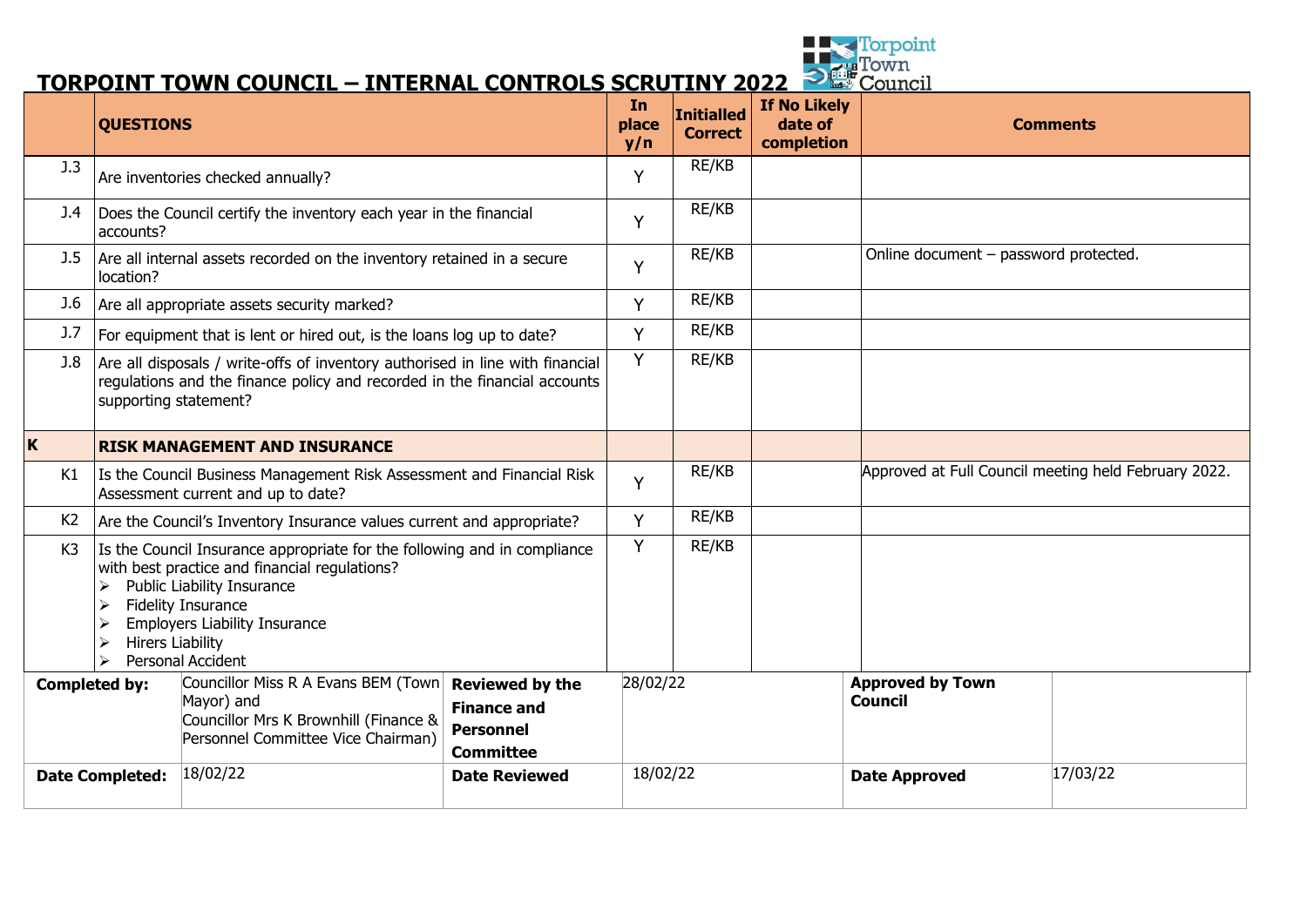## TORPOINT TOWN COUNCIL – INTERNAL CONTROLS SCRUTINY 2022

| | QUESTIONS | In place y/n | Initialled Correct | If No Likely date of completion | Comments |
|---|---|---|---|---|---|
| J.3 | Are inventories checked annually? | Y | RE/KB | | |
| J.4 | Does the Council certify the inventory each year in the financial accounts? | Y | RE/KB | | |
| J.5 | Are all internal assets recorded on the inventory retained in a secure location? | Y | RE/KB | | Online document – password protected. |
| J.6 | Are all appropriate assets security marked? | Y | RE/KB | | |
| J.7 | For equipment that is lent or hired out, is the loans log up to date? | Y | RE/KB | | |
| J.8 | Are all disposals / write-offs of inventory authorised in line with financial regulations and the finance policy and recorded in the financial accounts supporting statement? | Y | RE/KB | | |
| **K** | **RISK MANAGEMENT AND INSURANCE** | | | | |
| K1 | Is the Council Business Management Risk Assessment and Financial Risk Assessment current and up to date? | Y | RE/KB | | Approved at Full Council meeting held February 2022. |
| K2 | Are the Council's Inventory Insurance values current and appropriate? | Y | RE/KB | | |
| K3 | Is the Council Insurance appropriate for the following and in compliance with best practice and financial regulations?<br>➢ Public Liability Insurance<br>➢ Fidelity Insurance<br>➢ Employers Liability Insurance<br>➢ Hirers Liability<br>➢ Personal Accident | Y | RE/KB | | |

| | | | | | |
|---|---|---|---|---|---|
| **Completed by:** | Councillor Miss R A Evans BEM (Town Mayor) and Councillor Mrs K Brownhill (Finance & Personnel Committee Vice Chairman) | **Reviewed by the Finance and Personnel Committee** | 28/02/22 | **Approved by Town Council** | |
| **Date Completed:** | 18/02/22 | **Date Reviewed** | 18/02/22 | **Date Approved** | 17/03/22 |